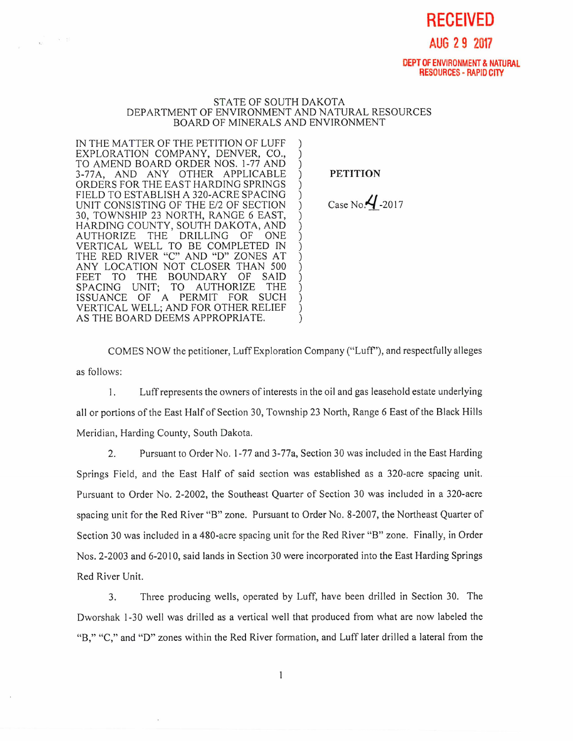**RECEIVED**

**AUG 29 2017**

**DEPT OF ENVIRONMENT & NATURAL RESOURCES - RAPID CITY**

STATE OF SOUTH DAKOTA
DEPARTMENT OF ENVIRONMENT AND NATURAL RESOURCES
BOARD OF MINERALS AND ENVIRONMENT

| | |
|---|---|
| IN THE MATTER OF THE PETITION OF LUFF EXPLORATION COMPANY, DENVER, CO., TO AMEND BOARD ORDER NOS. 1-77 AND 3-77A, AND ANY OTHER APPLICABLE ORDERS FOR THE EAST HARDING SPRINGS FIELD TO ESTABLISH A 320-ACRE SPACING UNIT CONSISTING OF THE E/2 OF SECTION 30, TOWNSHIP 23 NORTH, RANGE 6 EAST, HARDING COUNTY, SOUTH DAKOTA, AND AUTHORIZE THE DRILLING OF ONE VERTICAL WELL TO BE COMPLETED IN THE RED RIVER "C" AND "D" ZONES AT ANY LOCATION NOT CLOSER THAN 500 FEET TO THE BOUNDARY OF SAID SPACING UNIT; TO AUTHORIZE THE ISSUANCE OF A PERMIT FOR SUCH VERTICAL WELL; AND FOR OTHER RELIEF AS THE BOARD DEEMS APPROPRIATE. | **PETITION**<br><br>Case No. 4-2017 |

COMES NOW the petitioner, Luff Exploration Company ("Luff"), and respectfully alleges as follows:

1. Luff represents the owners of interests in the oil and gas leasehold estate underlying all or portions of the East Half of Section 30, Township 23 North, Range 6 East of the Black Hills Meridian, Harding County, South Dakota.

2. Pursuant to Order No. 1-77 and 3-77a, Section 30 was included in the East Harding Springs Field, and the East Half of said section was established as a 320-acre spacing unit. Pursuant to Order No. 2-2002, the Southeast Quarter of Section 30 was included in a 320-acre spacing unit for the Red River "B" zone. Pursuant to Order No. 8-2007, the Northeast Quarter of Section 30 was included in a 480-acre spacing unit for the Red River "B" zone. Finally, in Order Nos. 2-2003 and 6-2010, said lands in Section 30 were incorporated into the East Harding Springs Red River Unit.

3. Three producing wells, operated by Luff, have been drilled in Section 30. The Dworshak 1-30 well was drilled as a vertical well that produced from what are now labeled the "B," "C," and "D" zones within the Red River formation, and Luff later drilled a lateral from the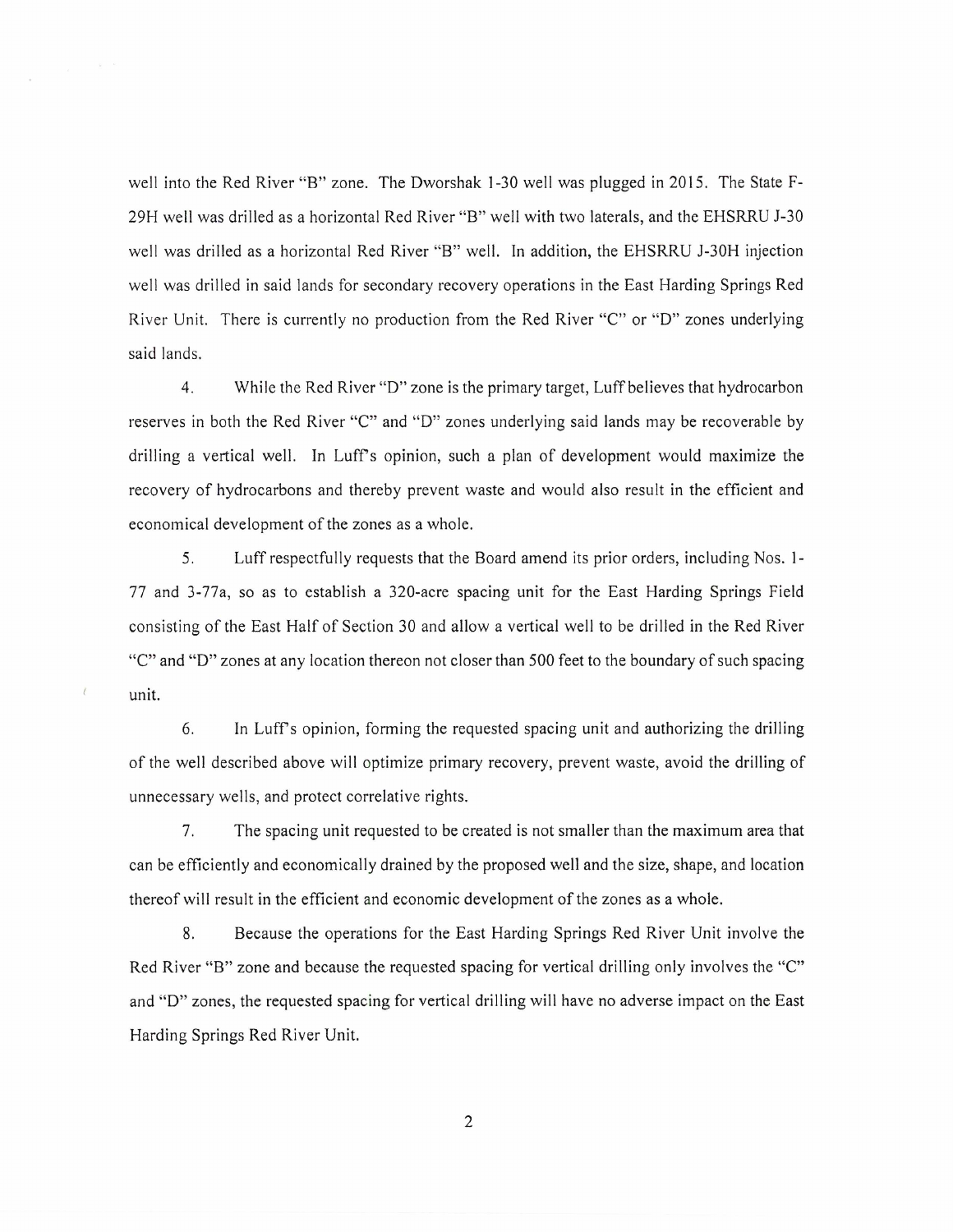well into the Red River "B" zone. The Dworshak 1-30 well was plugged in 2015. The State F-29H well was drilled as a horizontal Red River "B" well with two laterals, and the EHSRRU J-30 well was drilled as a horizontal Red River "B" well. In addition, the EHSRRU J-30H injection well was drilled in said lands for secondary recovery operations in the East Harding Springs Red River Unit. There is currently no production from the Red River "C" or "D" zones underlying said lands.

4. While the Red River "D" zone is the primary target, Luff believes that hydrocarbon reserves in both the Red River "C" and "D" zones underlying said lands may be recoverable by drilling a vertical well. In Luff's opinion, such a plan of development would maximize the recovery of hydrocarbons and thereby prevent waste and would also result in the efficient and economical development of the zones as a whole.

5. Luff respectfully requests that the Board amend its prior orders, including Nos. 1-77 and 3-77a, so as to establish a 320-acre spacing unit for the East Harding Springs Field consisting of the East Half of Section 30 and allow a vertical well to be drilled in the Red River "C" and "D" zones at any location thereon not closer than 500 feet to the boundary of such spacing unit.

6. In Luff's opinion, forming the requested spacing unit and authorizing the drilling of the well described above will optimize primary recovery, prevent waste, avoid the drilling of unnecessary wells, and protect correlative rights.

7. The spacing unit requested to be created is not smaller than the maximum area that can be efficiently and economically drained by the proposed well and the size, shape, and location thereof will result in the efficient and economic development of the zones as a whole.

8. Because the operations for the East Harding Springs Red River Unit involve the Red River "B" zone and because the requested spacing for vertical drilling only involves the "C" and "D" zones, the requested spacing for vertical drilling will have no adverse impact on the East Harding Springs Red River Unit.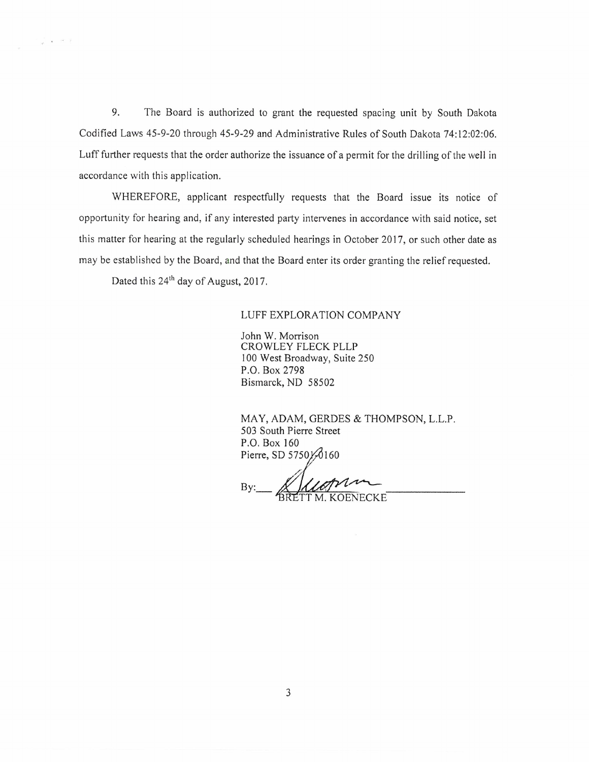9. The Board is authorized to grant the requested spacing unit by South Dakota Codified Laws 45-9-20 through 45-9-29 and Administrative Rules of South Dakota 74:12:02:06. Luff further requests that the order authorize the issuance of a permit for the drilling of the well in accordance with this application.

WHEREFORE, applicant respectfully requests that the Board issue its notice of opportunity for hearing and, if any interested party intervenes in accordance with said notice, set this matter for hearing at the regularly scheduled hearings in October 2017, or such other date as may be established by the Board, and that the Board enter its order granting the relief requested.

Dated this 24th day of August, 2017.

LUFF EXPLORATION COMPANY

John W. Morrison
CROWLEY FLECK PLLP
100 West Broadway, Suite 250
P.O. Box 2798
Bismarck, ND 58502

MAY, ADAM, GERDES & THOMPSON, L.L.P.
503 South Pierre Street
P.O. Box 160
Pierre, SD 57501-0160

By: ______________________
BRETT M. KOENECKE